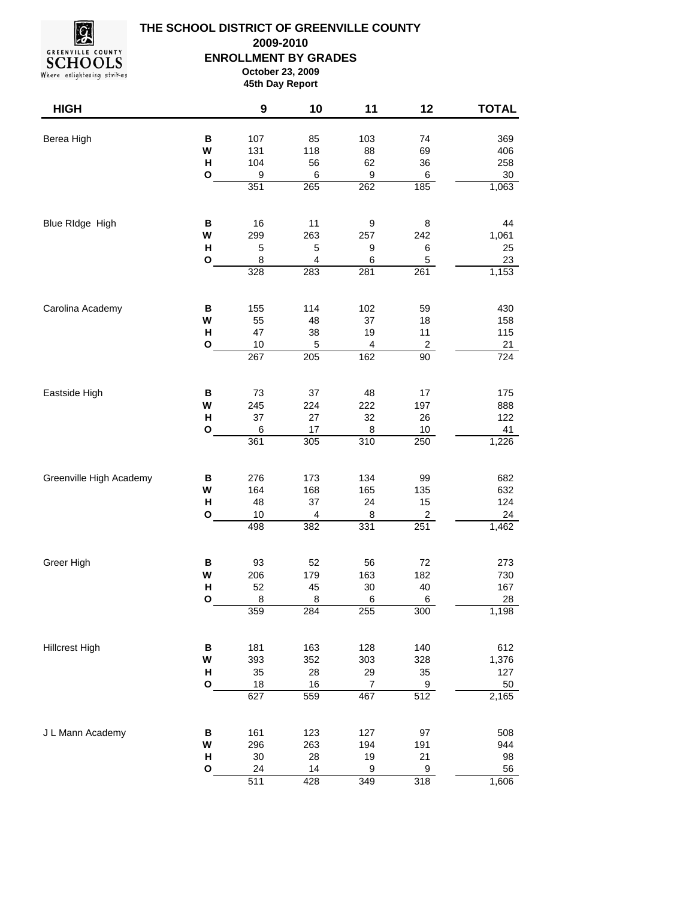# THE SCHOOL DISTRICT OF GREENVILLE COUNTY

## 2009-2010

## ENROLLMENT BY GRADES

**October 23, 2009**

**45th Day Report**

| HIGH | | 9 | 10 | 11 | 12 | TOTAL |
|---|---|---|---|---|---|---|
| Berea High | B | 107 | 85 | 103 | 74 | 369 |
| | W | 131 | 118 | 88 | 69 | 406 |
| | H | 104 | 56 | 62 | 36 | 258 |
| | O | 9 | 6 | 9 | 6 | 30 |
| | | 351 | 265 | 262 | 185 | 1,063 |
| Blue RIdge High | B | 16 | 11 | 9 | 8 | 44 |
| | W | 299 | 263 | 257 | 242 | 1,061 |
| | H | 5 | 5 | 9 | 6 | 25 |
| | O | 8 | 4 | 6 | 5 | 23 |
| | | 328 | 283 | 281 | 261 | 1,153 |
| Carolina Academy | B | 155 | 114 | 102 | 59 | 430 |
| | W | 55 | 48 | 37 | 18 | 158 |
| | H | 47 | 38 | 19 | 11 | 115 |
| | O | 10 | 5 | 4 | 2 | 21 |
| | | 267 | 205 | 162 | 90 | 724 |
| Eastside High | B | 73 | 37 | 48 | 17 | 175 |
| | W | 245 | 224 | 222 | 197 | 888 |
| | H | 37 | 27 | 32 | 26 | 122 |
| | O | 6 | 17 | 8 | 10 | 41 |
| | | 361 | 305 | 310 | 250 | 1,226 |
| Greenville High Academy | B | 276 | 173 | 134 | 99 | 682 |
| | W | 164 | 168 | 165 | 135 | 632 |
| | H | 48 | 37 | 24 | 15 | 124 |
| | O | 10 | 4 | 8 | 2 | 24 |
| | | 498 | 382 | 331 | 251 | 1,462 |
| Greer High | B | 93 | 52 | 56 | 72 | 273 |
| | W | 206 | 179 | 163 | 182 | 730 |
| | H | 52 | 45 | 30 | 40 | 167 |
| | O | 8 | 8 | 6 | 6 | 28 |
| | | 359 | 284 | 255 | 300 | 1,198 |
| Hillcrest High | B | 181 | 163 | 128 | 140 | 612 |
| | W | 393 | 352 | 303 | 328 | 1,376 |
| | H | 35 | 28 | 29 | 35 | 127 |
| | O | 18 | 16 | 7 | 9 | 50 |
| | | 627 | 559 | 467 | 512 | 2,165 |
| J L Mann Academy | B | 161 | 123 | 127 | 97 | 508 |
| | W | 296 | 263 | 194 | 191 | 944 |
| | H | 30 | 28 | 19 | 21 | 98 |
| | O | 24 | 14 | 9 | 9 | 56 |
| | | 511 | 428 | 349 | 318 | 1,606 |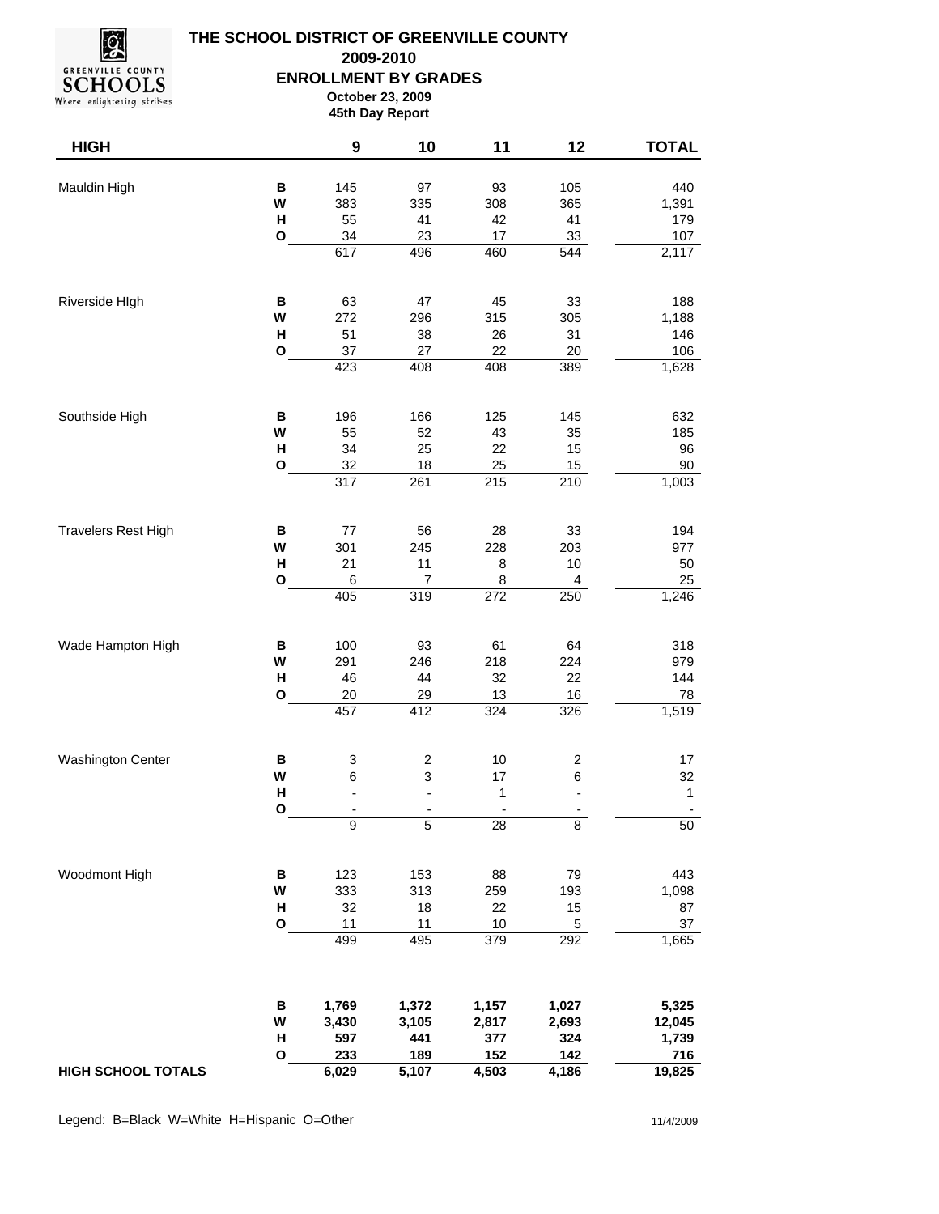# THE SCHOOL DISTRICT OF GREENVILLE COUNTY

**2009-2010**

**ENROLLMENT BY GRADES**

**October 23, 2009**

**45th Day Report**

| HIGH | | 9 | 10 | 11 | 12 | TOTAL |
|---|---|---|---|---|---|---|
| Mauldin High | B | 145 | 97 | 93 | 105 | 440 |
| | W | 383 | 335 | 308 | 365 | 1,391 |
| | H | 55 | 41 | 42 | 41 | 179 |
| | O | 34 | 23 | 17 | 33 | 107 |
| | | 617 | 496 | 460 | 544 | 2,117 |
| Riverside HIgh | B | 63 | 47 | 45 | 33 | 188 |
| | W | 272 | 296 | 315 | 305 | 1,188 |
| | H | 51 | 38 | 26 | 31 | 146 |
| | O | 37 | 27 | 22 | 20 | 106 |
| | | 423 | 408 | 408 | 389 | 1,628 |
| Southside High | B | 196 | 166 | 125 | 145 | 632 |
| | W | 55 | 52 | 43 | 35 | 185 |
| | H | 34 | 25 | 22 | 15 | 96 |
| | O | 32 | 18 | 25 | 15 | 90 |
| | | 317 | 261 | 215 | 210 | 1,003 |
| Travelers Rest High | B | 77 | 56 | 28 | 33 | 194 |
| | W | 301 | 245 | 228 | 203 | 977 |
| | H | 21 | 11 | 8 | 10 | 50 |
| | O | 6 | 7 | 8 | 4 | 25 |
| | | 405 | 319 | 272 | 250 | 1,246 |
| Wade Hampton High | B | 100 | 93 | 61 | 64 | 318 |
| | W | 291 | 246 | 218 | 224 | 979 |
| | H | 46 | 44 | 32 | 22 | 144 |
| | O | 20 | 29 | 13 | 16 | 78 |
| | | 457 | 412 | 324 | 326 | 1,519 |
| Washington Center | B | 3 | 2 | 10 | 2 | 17 |
| | W | 6 | 3 | 17 | 6 | 32 |
| | H | - | - | 1 | - | 1 |
| | O | - | - | - | - | - |
| | | 9 | 5 | 28 | 8 | 50 |
| Woodmont High | B | 123 | 153 | 88 | 79 | 443 |
| | W | 333 | 313 | 259 | 193 | 1,098 |
| | H | 32 | 18 | 22 | 15 | 87 |
| | O | 11 | 11 | 10 | 5 | 37 |
| | | 499 | 495 | 379 | 292 | 1,665 |
| | **B** | **1,769** | **1,372** | **1,157** | **1,027** | **5,325** |
| | **W** | **3,430** | **3,105** | **2,817** | **2,693** | **12,045** |
| | **H** | **597** | **441** | **377** | **324** | **1,739** |
| | **O** | **233** | **189** | **152** | **142** | **716** |
| **HIGH SCHOOL TOTALS** | | **6,029** | **5,107** | **4,503** | **4,186** | **19,825** |

Legend: B=Black W=White H=Hispanic O=Other

11/4/2009